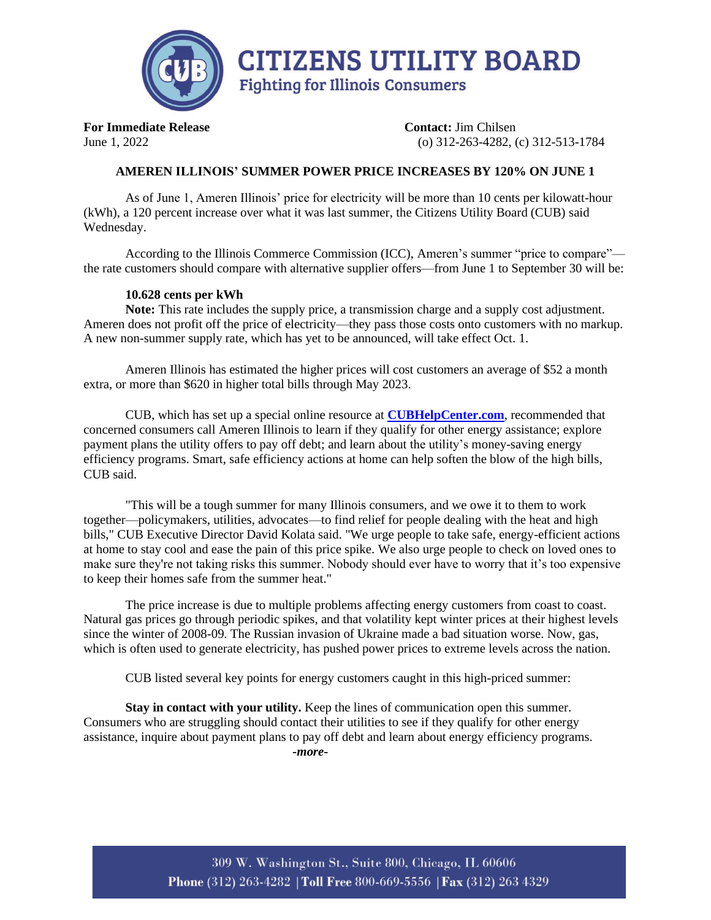# CITIZENS UTILITY BOARD

**Fighting for Illinois Consumers**

**For Immediate Release**
June 1, 2022

**Contact:** Jim Chilsen
(o) 312-263-4282, (c) 312-513-1784

## AMEREN ILLINOIS' SUMMER POWER PRICE INCREASES BY 120% ON JUNE 1

As of June 1, Ameren Illinois' price for electricity will be more than 10 cents per kilowatt-hour (kWh), a 120 percent increase over what it was last summer, the Citizens Utility Board (CUB) said Wednesday.

According to the Illinois Commerce Commission (ICC), Ameren's summer "price to compare"—the rate customers should compare with alternative supplier offers—from June 1 to September 30 will be:

**10.628 cents per kWh**

**Note:** This rate includes the supply price, a transmission charge and a supply cost adjustment. Ameren does not profit off the price of electricity—they pass those costs onto customers with no markup. A new non-summer supply rate, which has yet to be announced, will take effect Oct. 1.

Ameren Illinois has estimated the higher prices will cost customers an average of $52 a month extra, or more than $620 in higher total bills through May 2023.

CUB, which has set up a special online resource at **CUBHelpCenter.com**, recommended that concerned consumers call Ameren Illinois to learn if they qualify for other energy assistance; explore payment plans the utility offers to pay off debt; and learn about the utility's money-saving energy efficiency programs. Smart, safe efficiency actions at home can help soften the blow of the high bills, CUB said.

"This will be a tough summer for many Illinois consumers, and we owe it to them to work together—policymakers, utilities, advocates—to find relief for people dealing with the heat and high bills," CUB Executive Director David Kolata said. "We urge people to take safe, energy-efficient actions at home to stay cool and ease the pain of this price spike. We also urge people to check on loved ones to make sure they're not taking risks this summer. Nobody should ever have to worry that it's too expensive to keep their homes safe from the summer heat."

The price increase is due to multiple problems affecting energy customers from coast to coast. Natural gas prices go through periodic spikes, and that volatility kept winter prices at their highest levels since the winter of 2008-09. The Russian invasion of Ukraine made a bad situation worse. Now, gas, which is often used to generate electricity, has pushed power prices to extreme levels across the nation.

CUB listed several key points for energy customers caught in this high-priced summer:

**Stay in contact with your utility.** Keep the lines of communication open this summer. Consumers who are struggling should contact their utilities to see if they qualify for other energy assistance, inquire about payment plans to pay off debt and learn about energy efficiency programs.

*-more-*

309 W. Washington St., Suite 800, Chicago, IL 60606
**Phone** (312) 263-4282 | **Toll Free** 800-669-5556 | **Fax** (312) 263 4329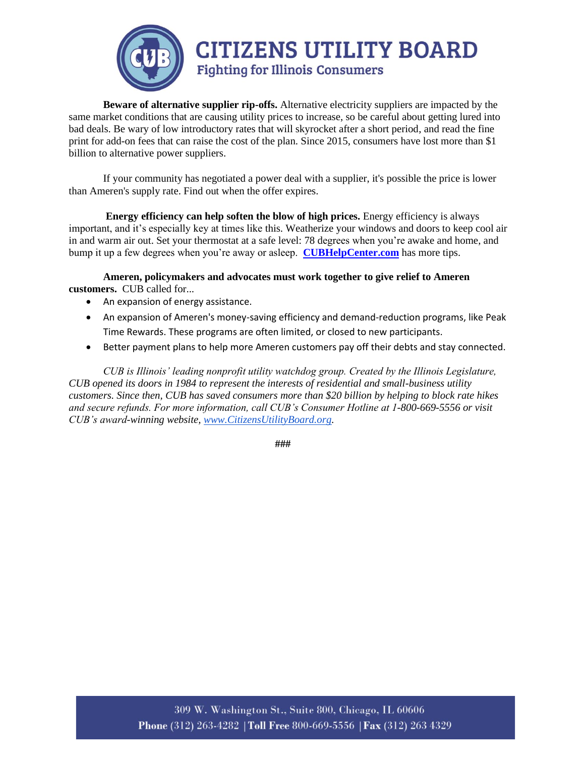# CITIZENS UTILITY BOARD
## Fighting for Illinois Consumers

**Beware of alternative supplier rip-offs.** Alternative electricity suppliers are impacted by the same market conditions that are causing utility prices to increase, so be careful about getting lured into bad deals. Be wary of low introductory rates that will skyrocket after a short period, and read the fine print for add-on fees that can raise the cost of the plan. Since 2015, consumers have lost more than $1 billion to alternative power suppliers.

If your community has negotiated a power deal with a supplier, it's possible the price is lower than Ameren's supply rate. Find out when the offer expires.

**Energy efficiency can help soften the blow of high prices.** Energy efficiency is always important, and it's especially key at times like this. Weatherize your windows and doors to keep cool air in and warm air out. Set your thermostat at a safe level: 78 degrees when you're awake and home, and bump it up a few degrees when you're away or asleep. **CUBHelpCenter.com** has more tips.

**Ameren, policymakers and advocates must work together to give relief to Ameren customers.** CUB called for...

- An expansion of energy assistance.
- An expansion of Ameren's money-saving efficiency and demand-reduction programs, like Peak Time Rewards. These programs are often limited, or closed to new participants.
- Better payment plans to help more Ameren customers pay off their debts and stay connected.

*CUB is Illinois' leading nonprofit utility watchdog group. Created by the Illinois Legislature, CUB opened its doors in 1984 to represent the interests of residential and small-business utility customers. Since then, CUB has saved consumers more than $20 billion by helping to block rate hikes and secure refunds. For more information, call CUB's Consumer Hotline at 1-800-669-5556 or visit CUB's award-winning website, www.CitizensUtilityBoard.org.*

###

309 W. Washington St., Suite 800, Chicago, IL 60606
**Phone** (312) 263-4282 | **Toll Free** 800-669-5556 | **Fax** (312) 263 4329